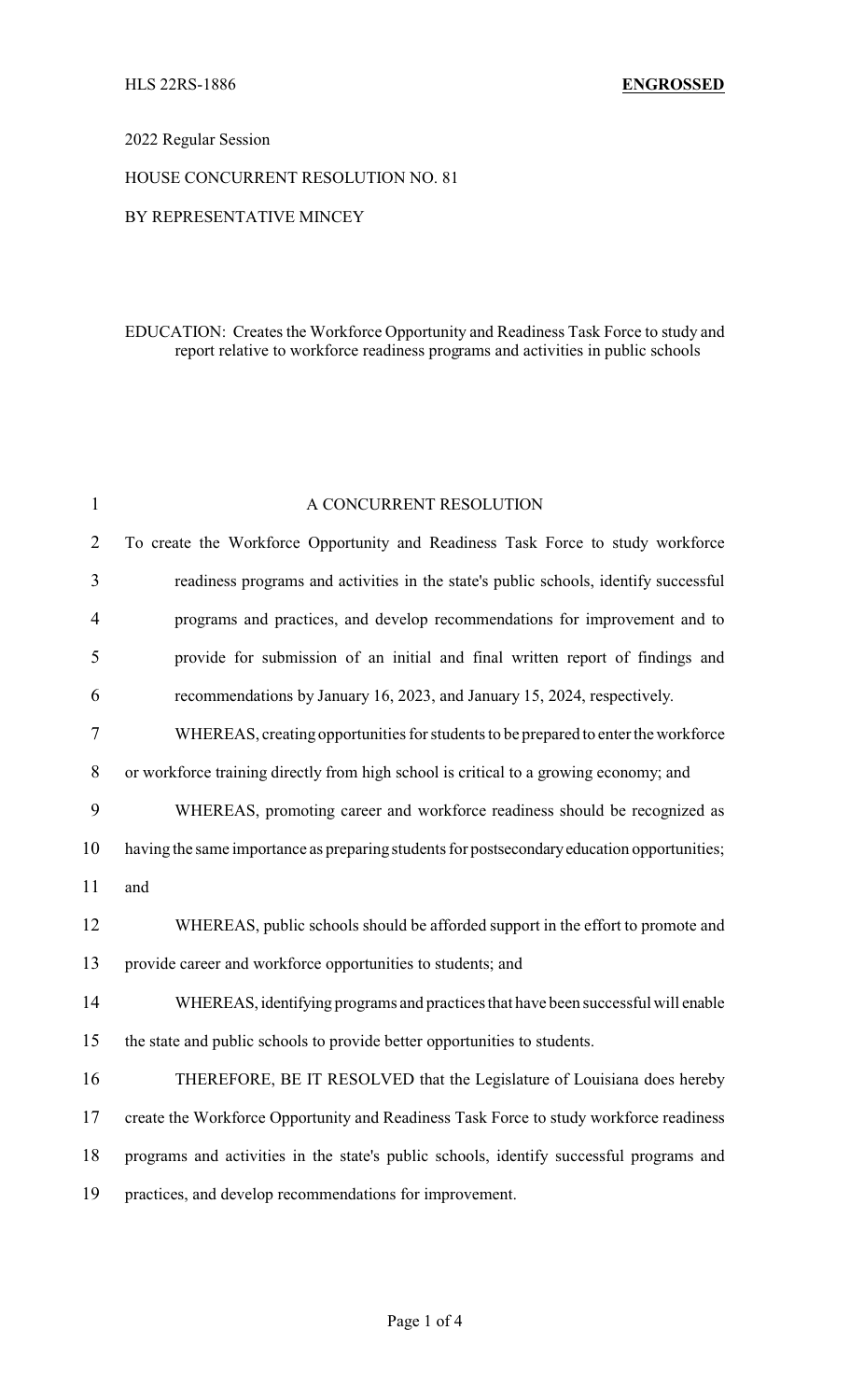HLS 22RS-1886 **ENGROSSED**

2022 Regular Session

HOUSE CONCURRENT RESOLUTION NO. 81

BY REPRESENTATIVE MINCEY

EDUCATION: Creates the Workforce Opportunity and Readiness Task Force to study and report relative to workforce readiness programs and activities in public schools

A CONCURRENT RESOLUTION

To create the Workforce Opportunity and Readiness Task Force to study workforce readiness programs and activities in the state's public schools, identify successful programs and practices, and develop recommendations for improvement and to provide for submission of an initial and final written report of findings and recommendations by January 16, 2023, and January 15, 2024, respectively.

WHEREAS, creating opportunities for students to be prepared to enter the workforce or workforce training directly from high school is critical to a growing economy; and

WHEREAS, promoting career and workforce readiness should be recognized as having the same importance as preparing students for postsecondary education opportunities; and

WHEREAS, public schools should be afforded support in the effort to promote and provide career and workforce opportunities to students; and

WHEREAS, identifying programs and practices that have been successful will enable the state and public schools to provide better opportunities to students.

THEREFORE, BE IT RESOLVED that the Legislature of Louisiana does hereby create the Workforce Opportunity and Readiness Task Force to study workforce readiness programs and activities in the state's public schools, identify successful programs and practices, and develop recommendations for improvement.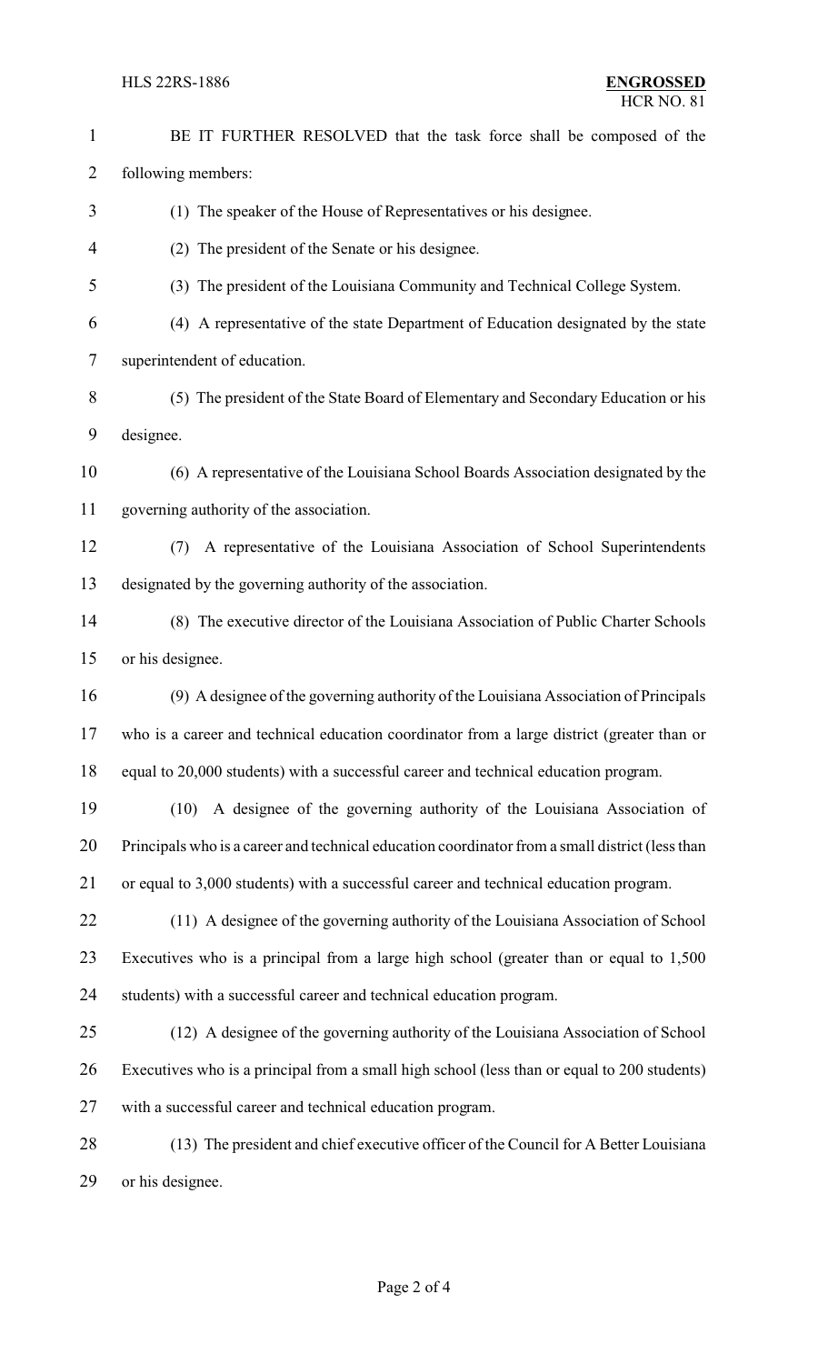BE IT FURTHER RESOLVED that the task force shall be composed of the following members:

(1) The speaker of the House of Representatives or his designee.

(2) The president of the Senate or his designee.

(3) The president of the Louisiana Community and Technical College System.

(4) A representative of the state Department of Education designated by the state superintendent of education.

(5) The president of the State Board of Elementary and Secondary Education or his designee.

(6) A representative of the Louisiana School Boards Association designated by the governing authority of the association.

(7) A representative of the Louisiana Association of School Superintendents designated by the governing authority of the association.

(8) The executive director of the Louisiana Association of Public Charter Schools or his designee.

(9) A designee of the governing authority of the Louisiana Association of Principals who is a career and technical education coordinator from a large district (greater than or equal to 20,000 students) with a successful career and technical education program.

(10) A designee of the governing authority of the Louisiana Association of Principals who is a career and technical education coordinator from a small district (less than or equal to 3,000 students) with a successful career and technical education program.

(11) A designee of the governing authority of the Louisiana Association of School Executives who is a principal from a large high school (greater than or equal to 1,500 students) with a successful career and technical education program.

(12) A designee of the governing authority of the Louisiana Association of School Executives who is a principal from a small high school (less than or equal to 200 students) with a successful career and technical education program.

(13) The president and chief executive officer of the Council for A Better Louisiana or his designee.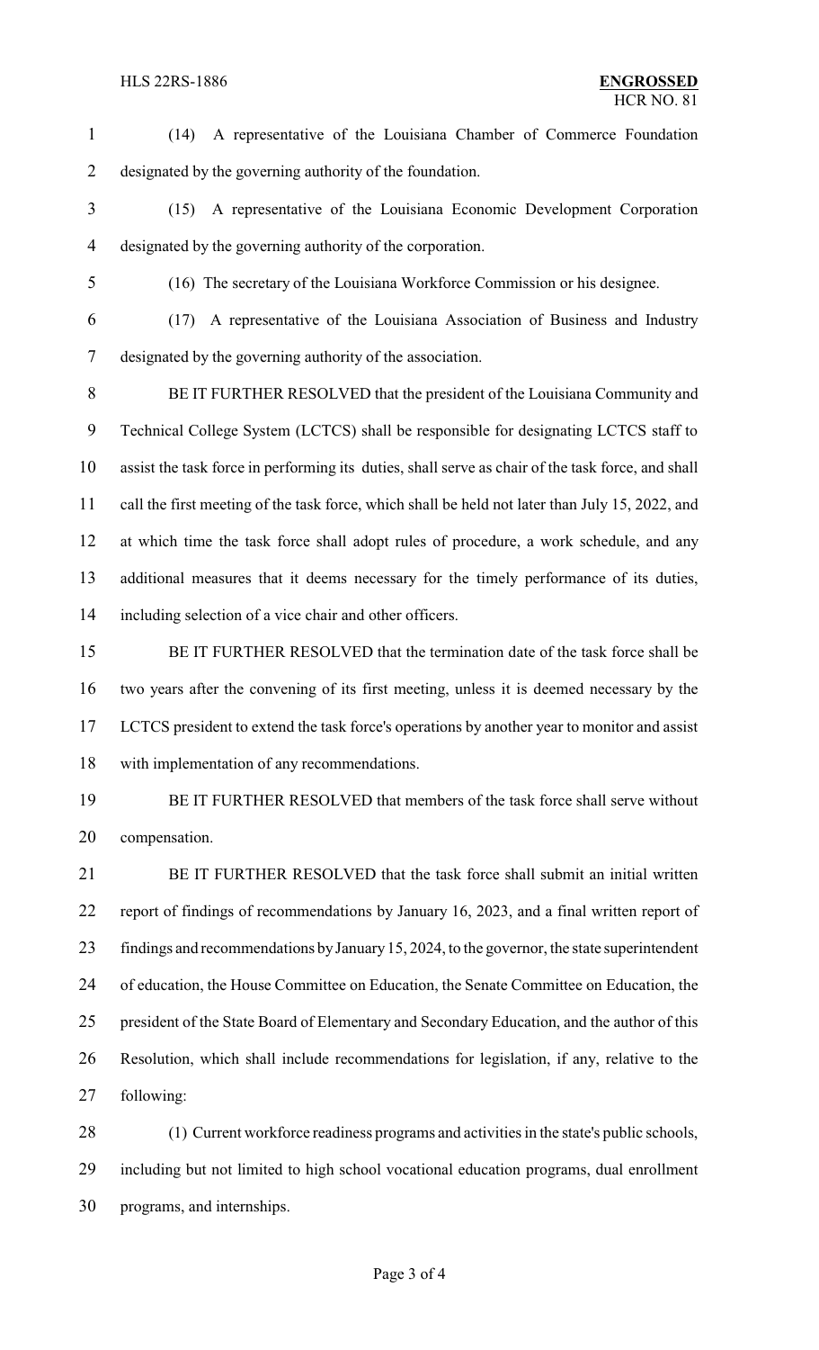(14) A representative of the Louisiana Chamber of Commerce Foundation designated by the governing authority of the foundation.

(15) A representative of the Louisiana Economic Development Corporation designated by the governing authority of the corporation.

(16) The secretary of the Louisiana Workforce Commission or his designee.

(17) A representative of the Louisiana Association of Business and Industry designated by the governing authority of the association.

BE IT FURTHER RESOLVED that the president of the Louisiana Community and Technical College System (LCTCS) shall be responsible for designating LCTCS staff to assist the task force in performing its duties, shall serve as chair of the task force, and shall call the first meeting of the task force, which shall be held not later than July 15, 2022, and at which time the task force shall adopt rules of procedure, a work schedule, and any additional measures that it deems necessary for the timely performance of its duties, including selection of a vice chair and other officers.

BE IT FURTHER RESOLVED that the termination date of the task force shall be two years after the convening of its first meeting, unless it is deemed necessary by the LCTCS president to extend the task force's operations by another year to monitor and assist with implementation of any recommendations.

BE IT FURTHER RESOLVED that members of the task force shall serve without compensation.

BE IT FURTHER RESOLVED that the task force shall submit an initial written report of findings of recommendations by January 16, 2023, and a final written report of findings and recommendations by January 15, 2024, to the governor, the state superintendent of education, the House Committee on Education, the Senate Committee on Education, the president of the State Board of Elementary and Secondary Education, and the author of this Resolution, which shall include recommendations for legislation, if any, relative to the following:

(1) Current workforce readiness programs and activities in the state's public schools, including but not limited to high school vocational education programs, dual enrollment programs, and internships.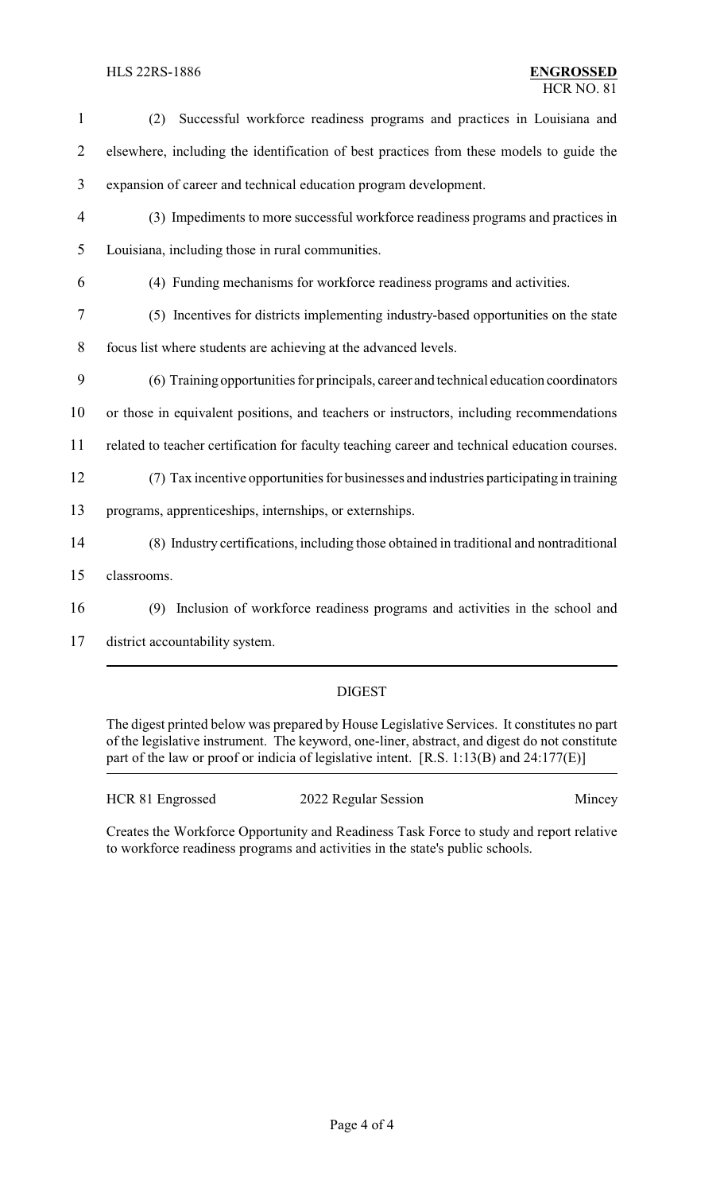(2) Successful workforce readiness programs and practices in Louisiana and elsewhere, including the identification of best practices from these models to guide the expansion of career and technical education program development.

(3) Impediments to more successful workforce readiness programs and practices in Louisiana, including those in rural communities.

(4) Funding mechanisms for workforce readiness programs and activities.

(5) Incentives for districts implementing industry-based opportunities on the state focus list where students are achieving at the advanced levels.

(6) Training opportunities for principals, career and technical education coordinators or those in equivalent positions, and teachers or instructors, including recommendations related to teacher certification for faculty teaching career and technical education courses.

(7) Tax incentive opportunities for businesses and industries participating in training programs, apprenticeships, internships, or externships.

(8) Industry certifications, including those obtained in traditional and nontraditional classrooms.

(9) Inclusion of workforce readiness programs and activities in the school and district accountability system.

---

DIGEST

The digest printed below was prepared by House Legislative Services. It constitutes no part of the legislative instrument. The keyword, one-liner, abstract, and digest do not constitute part of the law or proof or indicia of legislative intent. [R.S. 1:13(B) and 24:177(E)]

HCR 81 Engrossed 2022 Regular Session Mincey

Creates the Workforce Opportunity and Readiness Task Force to study and report relative to workforce readiness programs and activities in the state's public schools.